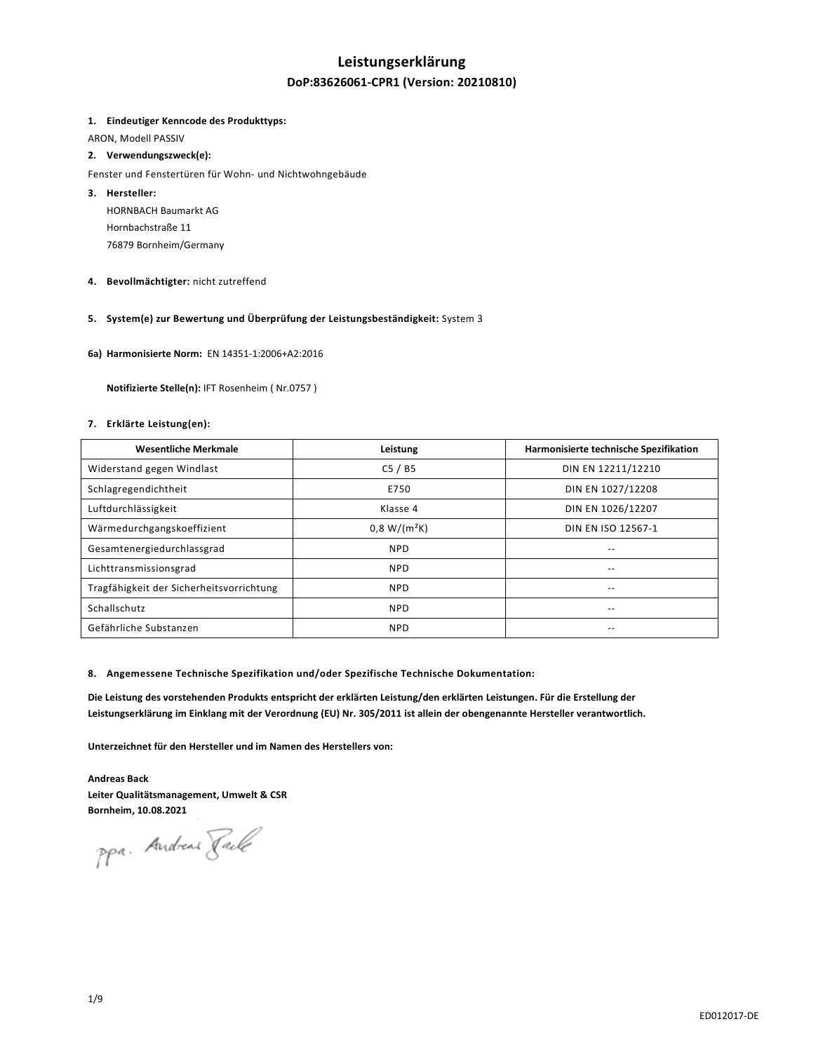# Leistungserklärung

## DoP:83626061-CPR1 (Version: 20210810)

**1. Eindeutiger Kenncode des Produkttyps:**

ARON, Modell PASSIV

**2. Verwendungszweck(e):**

Fenster und Fenstertüren für Wohn- und Nichtwohngebäude

**3. Hersteller:**

HORNBACH Baumarkt AG
Hornbachstraße 11
76879 Bornheim/Germany

**4. Bevollmächtigter:** nicht zutreffend

**5. System(e) zur Bewertung und Überprüfung der Leistungsbeständigkeit:** System 3

**6a) Harmonisierte Norm:** EN 14351-1:2006+A2:2016

**Notifizierte Stelle(n):** IFT Rosenheim ( Nr.0757 )

**7. Erklärte Leistung(en):**

| Wesentliche Merkmale | Leistung | Harmonisierte technische Spezifikation |
|---|---|---|
| Widerstand gegen Windlast | C5 / B5 | DIN EN 12211/12210 |
| Schlagregendichtheit | E750 | DIN EN 1027/12208 |
| Luftdurchlässigkeit | Klasse 4 | DIN EN 1026/12207 |
| Wärmedurchgangskoeffizient | 0,8 W/(m²K) | DIN EN ISO 12567-1 |
| Gesamtenergiedurchlassgrad | NPD | -- |
| Lichttransmissionsgrad | NPD | -- |
| Tragfähigkeit der Sicherheitsvorrichtung | NPD | -- |
| Schallschutz | NPD | -- |
| Gefährliche Substanzen | NPD | -- |

**8. Angemessene Technische Spezifikation und/oder Spezifische Technische Dokumentation:**

**Die Leistung des vorstehenden Produkts entspricht der erklärten Leistung/den erklärten Leistungen. Für die Erstellung der Leistungserklärung im Einklang mit der Verordnung (EU) Nr. 305/2011 ist allein der obengenannte Hersteller verantwortlich.**

**Unterzeichnet für den Hersteller und im Namen des Herstellers von:**

**Andreas Back**
**Leiter Qualitätsmanagement, Umwelt & CSR**
**Bornheim, 10.08.2021**

ppa. Andreas Back

ED012017-DE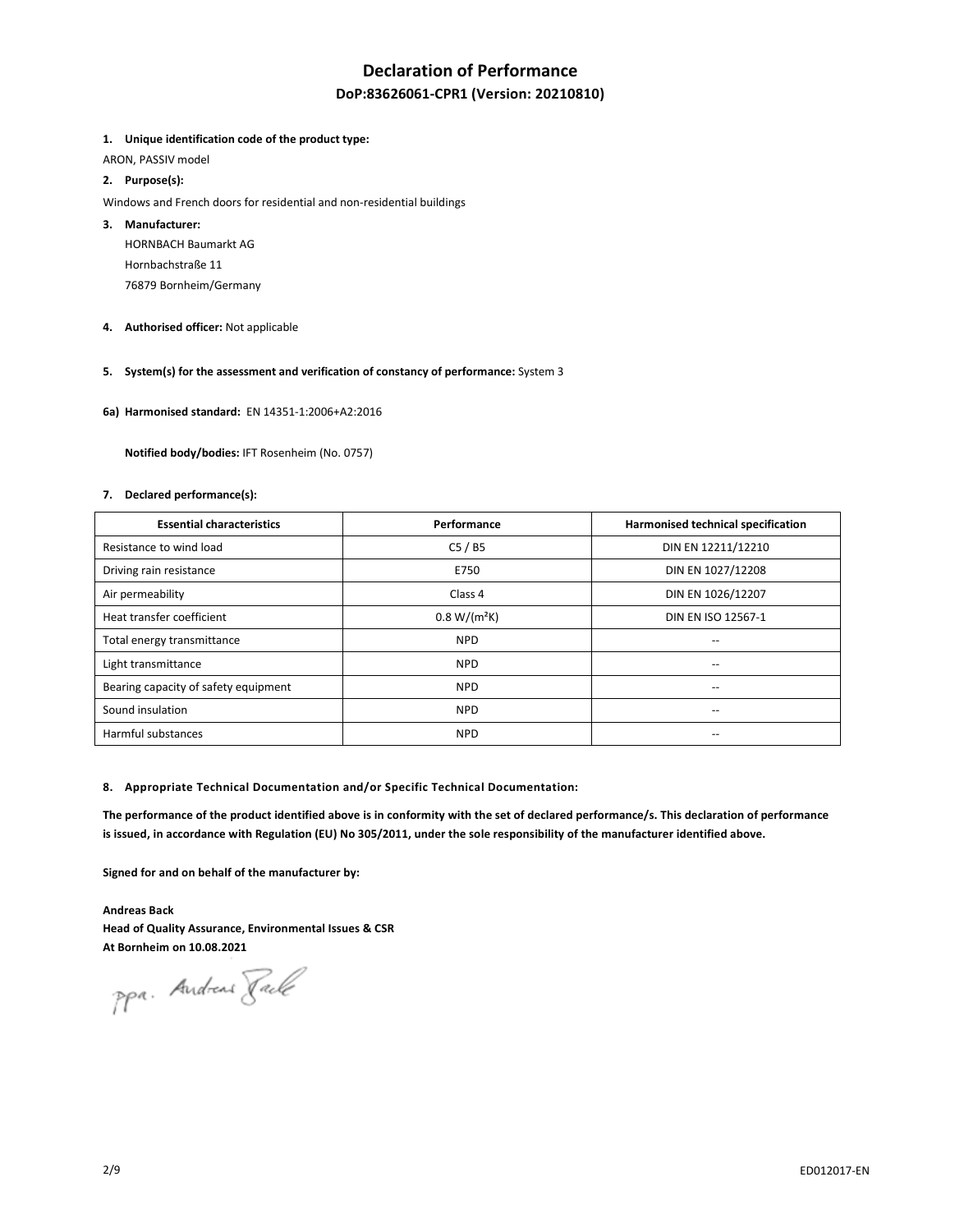# Declaration of Performance

## DoP:83626061-CPR1 (Version: 20210810)

1. **Unique identification code of the product type:**

ARON, PASSIV model

2. **Purpose(s):**

Windows and French doors for residential and non-residential buildings

3. **Manufacturer:**

HORNBACH Baumarkt AG
Hornbachstraße 11
76879 Bornheim/Germany

4. **Authorised officer:** Not applicable

5. **System(s) for the assessment and verification of constancy of performance:** System 3

**6a) Harmonised standard:** EN 14351-1:2006+A2:2016

**Notified body/bodies:** IFT Rosenheim (No. 0757)

7. **Declared performance(s):**

| Essential characteristics | Performance | Harmonised technical specification |
| --- | --- | --- |
| Resistance to wind load | C5 / B5 | DIN EN 12211/12210 |
| Driving rain resistance | E750 | DIN EN 1027/12208 |
| Air permeability | Class 4 | DIN EN 1026/12207 |
| Heat transfer coefficient | 0.8 W/(m²K) | DIN EN ISO 12567-1 |
| Total energy transmittance | NPD | -- |
| Light transmittance | NPD | -- |
| Bearing capacity of safety equipment | NPD | -- |
| Sound insulation | NPD | -- |
| Harmful substances | NPD | -- |

8. **Appropriate Technical Documentation and/or Specific Technical Documentation:**

**The performance of the product identified above is in conformity with the set of declared performance/s. This declaration of performance is issued, in accordance with Regulation (EU) No 305/2011, under the sole responsibility of the manufacturer identified above.**

**Signed for and on behalf of the manufacturer by:**

**Andreas Back**
**Head of Quality Assurance, Environmental Issues & CSR**
**At Bornheim on 10.08.2021**

ppa. Andreas Back

ED012017-EN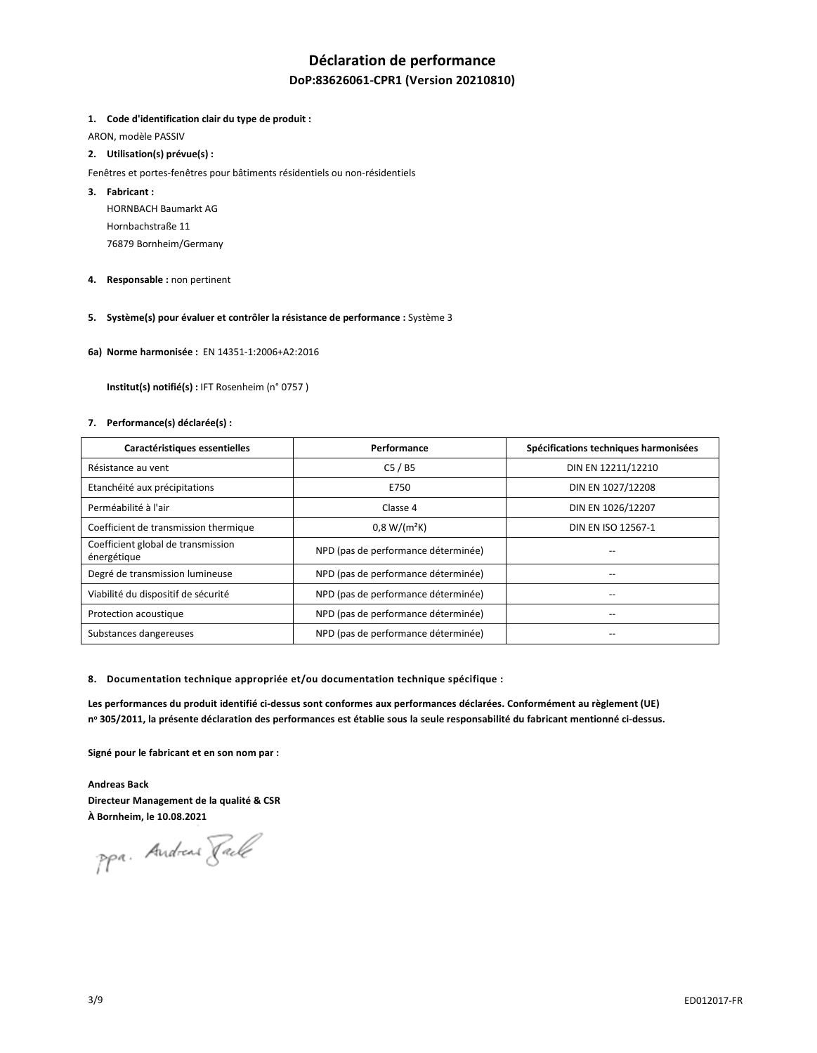# Déclaration de performance

## DoP:83626061-CPR1 (Version 20210810)

1. **Code d'identification clair du type de produit :**

ARON, modèle PASSIV

2. **Utilisation(s) prévue(s) :**

Fenêtres et portes-fenêtres pour bâtiments résidentiels ou non-résidentiels

3. **Fabricant :**

HORNBACH Baumarkt AG
Hornbachstraße 11
76879 Bornheim/Germany

4. **Responsable :** non pertinent

5. **Système(s) pour évaluer et contrôler la résistance de performance :** Système 3

**6a) Norme harmonisée :** EN 14351-1:2006+A2:2016

**Institut(s) notifié(s) :** IFT Rosenheim (n° 0757 )

7. **Performance(s) déclarée(s) :**

| Caractéristiques essentielles | Performance | Spécifications techniques harmonisées |
|---|---|---|
| Résistance au vent | C5 / B5 | DIN EN 12211/12210 |
| Etanchéité aux précipitations | E750 | DIN EN 1027/12208 |
| Perméabilité à l'air | Classe 4 | DIN EN 1026/12207 |
| Coefficient de transmission thermique | 0,8 W/(m²K) | DIN EN ISO 12567-1 |
| Coefficient global de transmission énergétique | NPD (pas de performance déterminée) | -- |
| Degré de transmission lumineuse | NPD (pas de performance déterminée) | -- |
| Viabilité du dispositif de sécurité | NPD (pas de performance déterminée) | -- |
| Protection acoustique | NPD (pas de performance déterminée) | -- |
| Substances dangereuses | NPD (pas de performance déterminée) | -- |

8. **Documentation technique appropriée et/ou documentation technique spécifique :**

**Les performances du produit identifié ci-dessus sont conformes aux performances déclarées. Conformément au règlement (UE) n° 305/2011, la présente déclaration des performances est établie sous la seule responsabilité du fabricant mentionné ci-dessus.**

**Signé pour le fabricant et en son nom par :**

**Andreas Back**
**Directeur Management de la qualité & CSR**
**À Bornheim, le 10.08.2021**

ppa. Andreas Back

ED012017-FR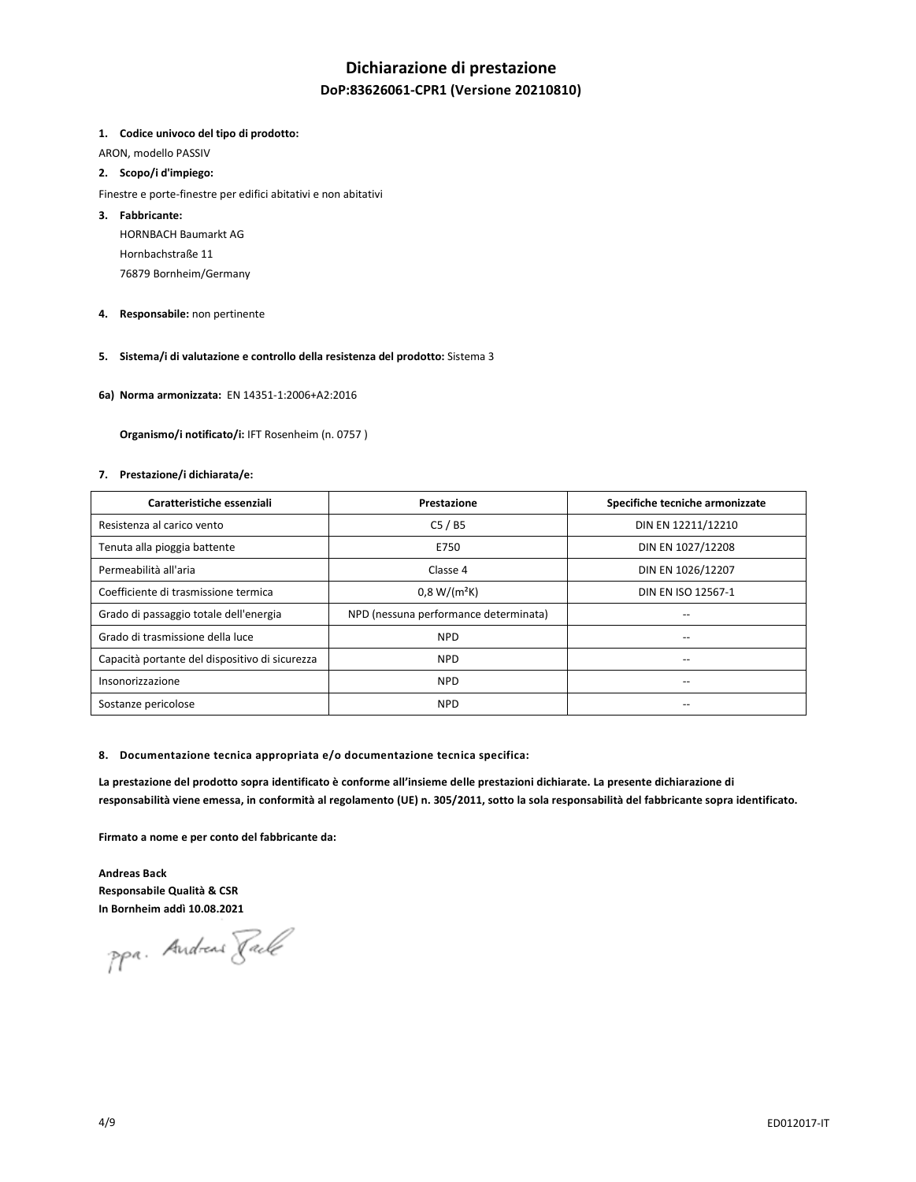# Dichiarazione di prestazione

## DoP:83626061-CPR1 (Versione 20210810)

**1. Codice univoco del tipo di prodotto:**

ARON, modello PASSIV

**2. Scopo/i d'impiego:**

Finestre e porte-finestre per edifici abitativi e non abitativi

**3. Fabbricante:**

HORNBACH Baumarkt AG
Hornbachstraße 11
76879 Bornheim/Germany

**4. Responsabile:** non pertinente

**5. Sistema/i di valutazione e controllo della resistenza del prodotto:** Sistema 3

**6a) Norma armonizzata:** EN 14351-1:2006+A2:2016

**Organismo/i notificato/i:** IFT Rosenheim (n. 0757 )

**7. Prestazione/i dichiarata/e:**

| Caratteristiche essenziali | Prestazione | Specifiche tecniche armonizzate |
|---|---|---|
| Resistenza al carico vento | C5 / B5 | DIN EN 12211/12210 |
| Tenuta alla pioggia battente | E750 | DIN EN 1027/12208 |
| Permeabilità all'aria | Classe 4 | DIN EN 1026/12207 |
| Coefficiente di trasmissione termica | 0,8 W/(m²K) | DIN EN ISO 12567-1 |
| Grado di passaggio totale dell'energia | NPD (nessuna performance determinata) | -- |
| Grado di trasmissione della luce | NPD | -- |
| Capacità portante del dispositivo di sicurezza | NPD | -- |
| Insonorizzazione | NPD | -- |
| Sostanze pericolose | NPD | -- |

**8. Documentazione tecnica appropriata e/o documentazione tecnica specifica:**

**La prestazione del prodotto sopra identificato è conforme all'insieme delle prestazioni dichiarate. La presente dichiarazione di responsabilità viene emessa, in conformità al regolamento (UE) n. 305/2011, sotto la sola responsabilità del fabbricante sopra identificato.**

**Firmato a nome e per conto del fabbricante da:**

**Andreas Back**
**Responsabile Qualità & CSR**
**In Bornheim addì 10.08.2021**

ppa. Andreas Back

ED012017-IT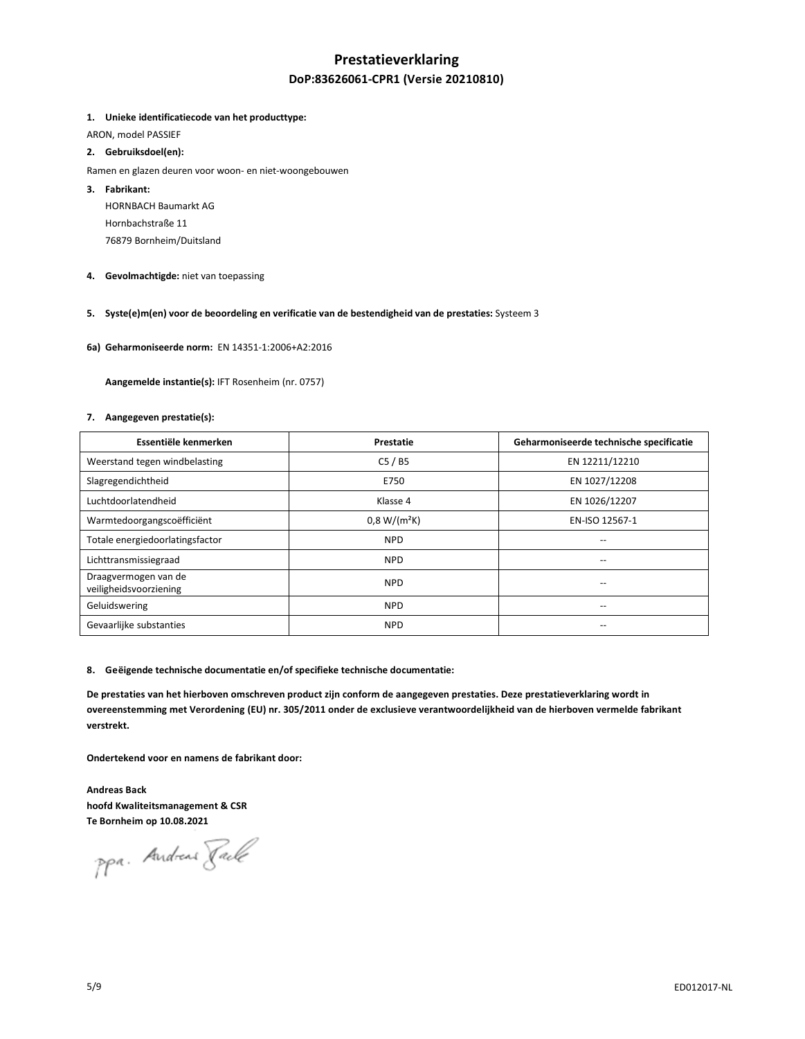# Prestatieverklaring

## DoP:83626061-CPR1 (Versie 20210810)

1. **Unieke identificatiecode van het producttype:**

ARON, model PASSIEF

2. **Gebruiksdoel(en):**

Ramen en glazen deuren voor woon- en niet-woongebouwen

3. **Fabrikant:**

   HORNBACH Baumarkt AG
   Hornbachstraße 11
   76879 Bornheim/Duitsland

4. **Gevolmachtigde:** niet van toepassing

5. **Syste(e)m(en) voor de beoordeling en verificatie van de bestendigheid van de prestaties:** Systeem 3

6a) **Geharmoniseerde norm:** EN 14351-1:2006+A2:2016

   **Aangemelde instantie(s):** IFT Rosenheim (nr. 0757)

7. **Aangegeven prestatie(s):**

| Essentiële kenmerken | Prestatie | Geharmoniseerde technische specificatie |
|---|---|---|
| Weerstand tegen windbelasting | C5 / B5 | EN 12211/12210 |
| Slagregendichtheid | E750 | EN 1027/12208 |
| Luchtdoorlatendheid | Klasse 4 | EN 1026/12207 |
| Warmtedoorgangscoëfficiënt | 0,8 W/(m²K) | EN-ISO 12567-1 |
| Totale energiedoorlatingsfactor | NPD | -- |
| Lichttransmissiegraad | NPD | -- |
| Draagvermogen van de veiligheidsvoorziening | NPD | -- |
| Geluidswering | NPD | -- |
| Gevaarlijke substanties | NPD | -- |

8. **Geëigende technische documentatie en/of specifieke technische documentatie:**

**De prestaties van het hierboven omschreven product zijn conform de aangegeven prestaties. Deze prestatieverklaring wordt in overeenstemming met Verordening (EU) nr. 305/2011 onder de exclusieve verantwoordelijkheid van de hierboven vermelde fabrikant verstrekt.**

**Ondertekend voor en namens de fabrikant door:**

**Andreas Back**
**hoofd Kwaliteitsmanagement & CSR**
**Te Bornheim op 10.08.2021**

ppa. Andreas Back

ED012017-NL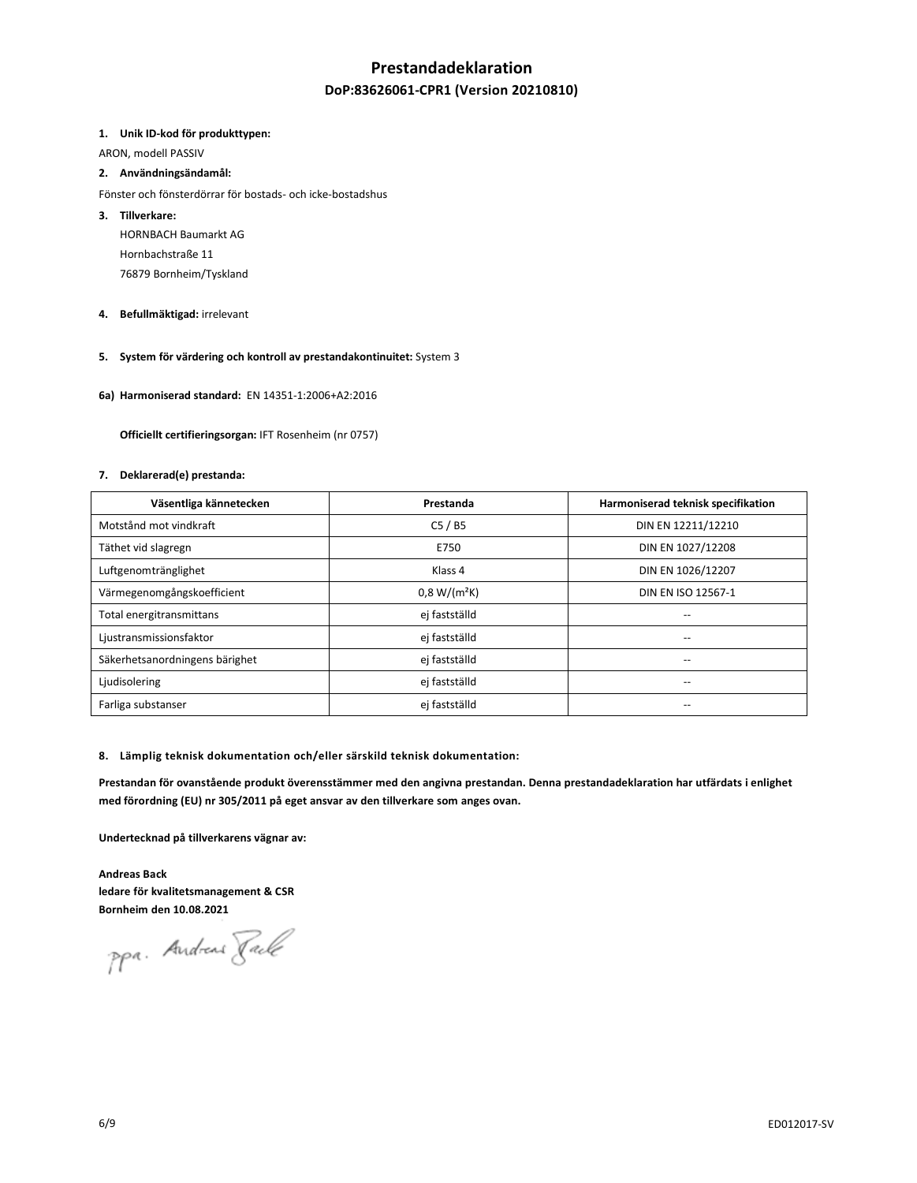# Prestandadeklaration

## DoP:83626061-CPR1 (Version 20210810)

**1. Unik ID-kod för produkttypen:**

ARON, modell PASSIV

**2. Användningsändamål:**

Fönster och fönsterdörrar för bostads- och icke-bostadshus

**3. Tillverkare:**

HORNBACH Baumarkt AG
Hornbachstraße 11
76879 Bornheim/Tyskland

**4. Befullmäktigad:** irrelevant

**5. System för värdering och kontroll av prestandakontinuitet:** System 3

**6a) Harmoniserad standard:** EN 14351-1:2006+A2:2016

**Officiellt certifieringsorgan:** IFT Rosenheim (nr 0757)

**7. Deklarerad(e) prestanda:**

| Väsentliga kännetecken | Prestanda | Harmoniserad teknisk specifikation |
|---|---|---|
| Motstånd mot vindkraft | C5 / B5 | DIN EN 12211/12210 |
| Täthet vid slagregn | E750 | DIN EN 1027/12208 |
| Luftgenomtränglighet | Klass 4 | DIN EN 1026/12207 |
| Värmegenomgångskoefficient | 0,8 W/(m²K) | DIN EN ISO 12567-1 |
| Total energitransmittans | ej fastställd | -- |
| Ljustransmissionsfaktor | ej fastställd | -- |
| Säkerhetsanordningens bärighet | ej fastställd | -- |
| Ljudisolering | ej fastställd | -- |
| Farliga substanser | ej fastställd | -- |

**8. Lämplig teknisk dokumentation och/eller särskild teknisk dokumentation:**

**Prestandan för ovanstående produkt överensstämmer med den angivna prestandan. Denna prestandadeklaration har utfärdats i enlighet med förordning (EU) nr 305/2011 på eget ansvar av den tillverkare som anges ovan.**

**Undertecknad på tillverkarens vägnar av:**

**Andreas Back**
**ledare för kvalitetsmanagement & CSR**
**Bornheim den 10.08.2021**

ppa. Andreas Back

ED012017-SV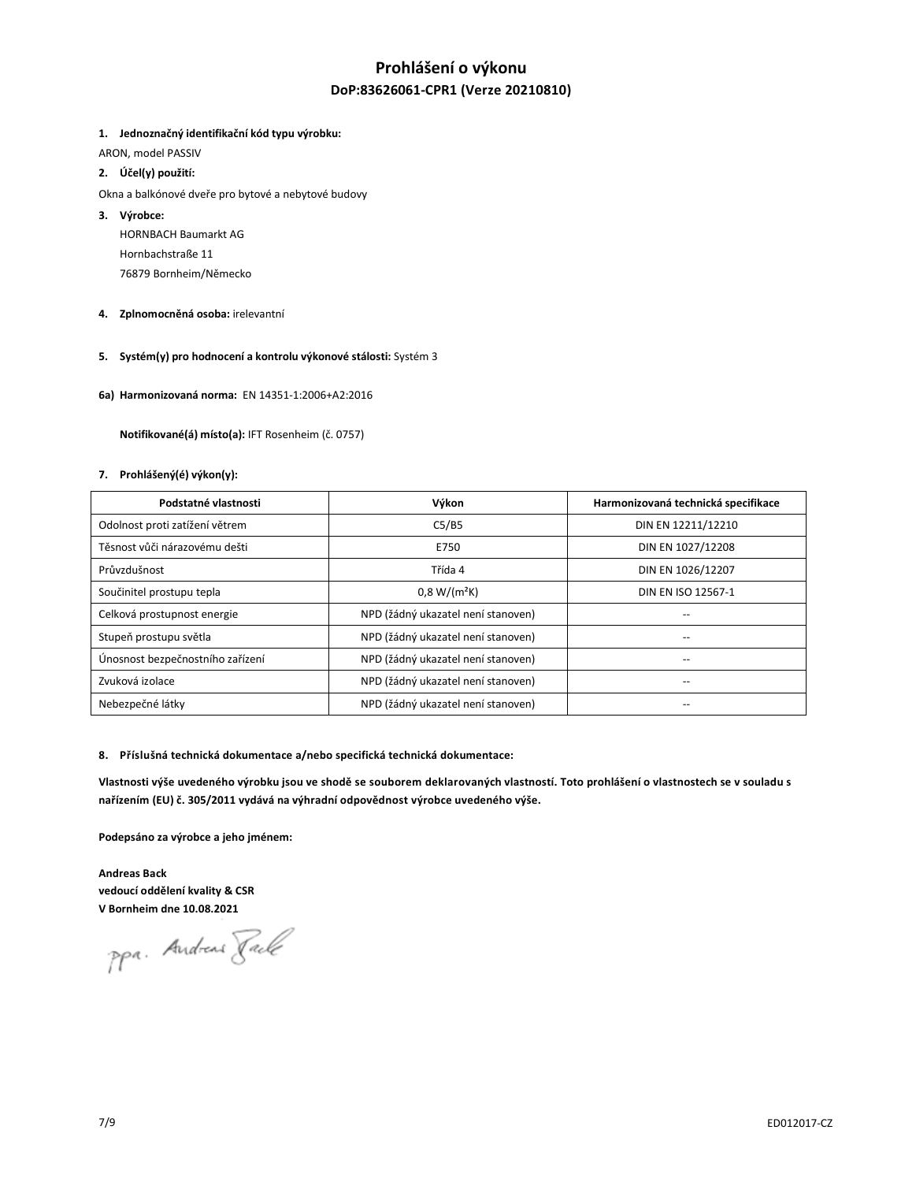# Prohlášení o výkonu

## DoP:83626061-CPR1 (Verze 20210810)

1. **Jednoznačný identifikační kód typu výrobku:**

ARON, model PASSIV

2. **Účel(y) použití:**

Okna a balkónové dveře pro bytové a nebytové budovy

3. **Výrobce:**

   HORNBACH Baumarkt AG
   Hornbachstraße 11
   76879 Bornheim/Německo

4. **Zplnomocněná osoba:** irelevantní

5. **Systém(y) pro hodnocení a kontrolu výkonové stálosti:** Systém 3

**6a) Harmonizovaná norma:** EN 14351-1:2006+A2:2016

**Notifikované(á) místo(a):** IFT Rosenheim (č. 0757)

7. **Prohlášený(é) výkon(y):**

| Podstatné vlastnosti | Výkon | Harmonizovaná technická specifikace |
| --- | --- | --- |
| Odolnost proti zatížení větrem | C5/B5 | DIN EN 12211/12210 |
| Těsnost vůči nárazovému dešti | E750 | DIN EN 1027/12208 |
| Průvzdušnost | Třída 4 | DIN EN 1026/12207 |
| Součinitel prostupu tepla | 0,8 W/(m²K) | DIN EN ISO 12567-1 |
| Celková prostupnost energie | NPD (žádný ukazatel není stanoven) | -- |
| Stupeň prostupu světla | NPD (žádný ukazatel není stanoven) | -- |
| Únosnost bezpečnostního zařízení | NPD (žádný ukazatel není stanoven) | -- |
| Zvuková izolace | NPD (žádný ukazatel není stanoven) | -- |
| Nebezpečné látky | NPD (žádný ukazatel není stanoven) | -- |

8. **Příslušná technická dokumentace a/nebo specifická technická dokumentace:**

**Vlastnosti výše uvedeného výrobku jsou ve shodě se souborem deklarovaných vlastností. Toto prohlášení o vlastnostech se v souladu s nařízením (EU) č. 305/2011 vydává na výhradní odpovědnost výrobce uvedeného výše.**

**Podepsáno za výrobce a jeho jménem:**

**Andreas Back**
**vedoucí oddělení kvality & CSR**
**V Bornheim dne 10.08.2021**

ppa. Andreas Back

ED012017-CZ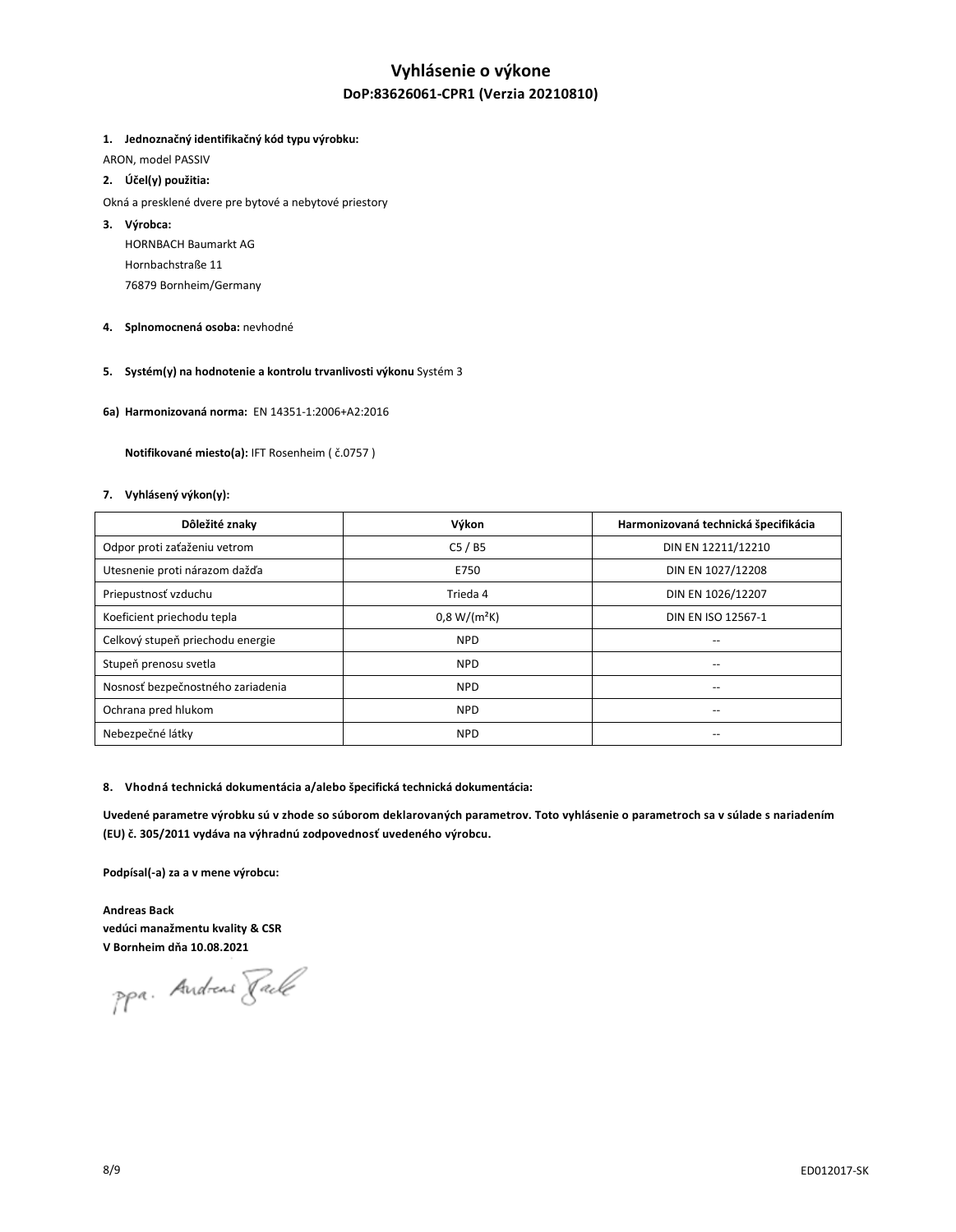# Vyhlásenie o výkone

## DoP:83626061-CPR1 (Verzia 20210810)

**1. Jednoznačný identifikačný kód typu výrobku:**

ARON, model PASSIV

**2. Účel(y) použitia:**

Okná a presklené dvere pre bytové a nebytové priestory

**3. Výrobca:**

HORNBACH Baumarkt AG
Hornbachstraße 11
76879 Bornheim/Germany

**4. Splnomocnená osoba:** nevhodné

**5. Systém(y) na hodnotenie a kontrolu trvanlivosti výkonu** Systém 3

**6a) Harmonizovaná norma:** EN 14351-1:2006+A2:2016

**Notifikované miesto(a):** IFT Rosenheim ( č.0757 )

**7. Vyhlásený výkon(y):**

| Dôležité znaky | Výkon | Harmonizovaná technická špecifikácia |
|---|---|---|
| Odpor proti zaťaženiu vetrom | C5 / B5 | DIN EN 12211/12210 |
| Utesnenie proti nárazom dažďa | E750 | DIN EN 1027/12208 |
| Priepustnosť vzduchu | Trieda 4 | DIN EN 1026/12207 |
| Koeficient priechodu tepla | 0,8 W/(m²K) | DIN EN ISO 12567-1 |
| Celkový stupeň priechodu energie | NPD | -- |
| Stupeň prenosu svetla | NPD | -- |
| Nosnosť bezpečnostného zariadenia | NPD | -- |
| Ochrana pred hlukom | NPD | -- |
| Nebezpečné látky | NPD | -- |

**8. Vhodná technická dokumentácia a/alebo špecifická technická dokumentácia:**

**Uvedené parametre výrobku sú v zhode so súborom deklarovaných parametrov. Toto vyhlásenie o parametroch sa v súlade s nariadením (EU) č. 305/2011 vydáva na výhradnú zodpovednosť uvedeného výrobcu.**

**Podpísal(-a) za a v mene výrobcu:**

**Andreas Back**
**vedúci manažmentu kvality & CSR**
**V Bornheim dňa 10.08.2021**

ppa. Andreas Back

ED012017-SK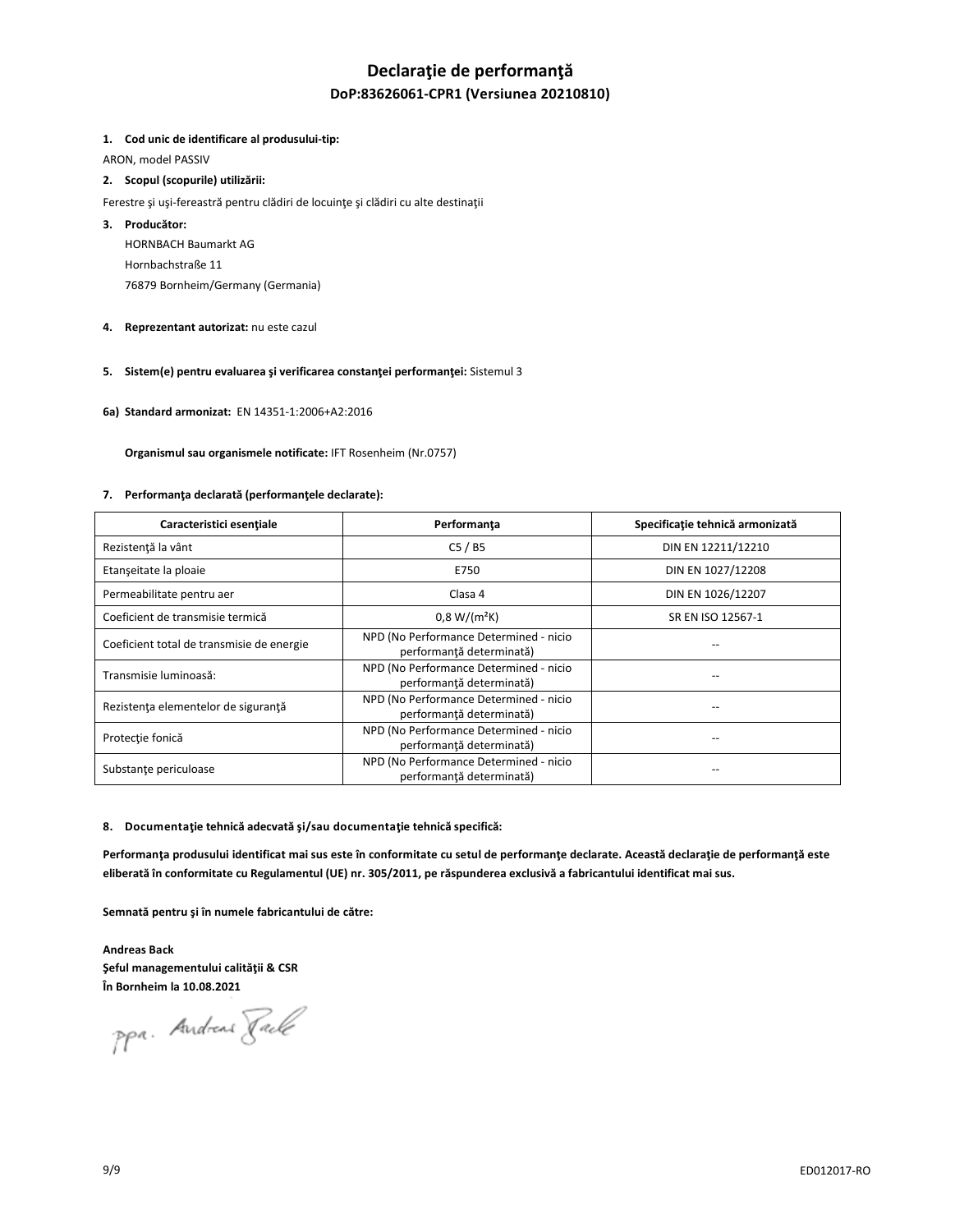# Declaraţie de performanţă

## DoP:83626061-CPR1 (Versiunea 20210810)

**1. Cod unic de identificare al produsului-tip:**

ARON, model PASSIV

**2. Scopul (scopurile) utilizării:**

Ferestre şi uşi-fereastră pentru clădiri de locuinţe şi clădiri cu alte destinaţii

**3. Producător:**

HORNBACH Baumarkt AG
Hornbachstraße 11
76879 Bornheim/Germany (Germania)

**4. Reprezentant autorizat:** nu este cazul

**5. Sistem(e) pentru evaluarea şi verificarea constanţei performanţei:** Sistemul 3

**6a) Standard armonizat:** EN 14351-1:2006+A2:2016

**Organismul sau organismele notificate:** IFT Rosenheim (Nr.0757)

**7. Performanţa declarată (performanţele declarate):**

| Caracteristici esenţiale | Performanţa | Specificaţie tehnică armonizată |
|---|---|---|
| Rezistenţă la vânt | C5 / B5 | DIN EN 12211/12210 |
| Etanşeitate la ploaie | E750 | DIN EN 1027/12208 |
| Permeabilitate pentru aer | Clasa 4 | DIN EN 1026/12207 |
| Coeficient de transmisie termică | 0,8 W/(m²K) | SR EN ISO 12567-1 |
| Coeficient total de transmisie de energie | NPD (No Performance Determined - nicio performanţă determinată) | -- |
| Transmisie luminoasă: | NPD (No Performance Determined - nicio performanţă determinată) | -- |
| Rezistenţa elementelor de siguranţă | NPD (No Performance Determined - nicio performanţă determinată) | -- |
| Protecţie fonică | NPD (No Performance Determined - nicio performanţă determinată) | -- |
| Substanţe periculoase | NPD (No Performance Determined - nicio performanţă determinată) | -- |

**8. Documentaţie tehnică adecvată şi/sau documentaţie tehnică specifică:**

**Performanţa produsului identificat mai sus este în conformitate cu setul de performanţe declarate. Această declaraţie de performanţă este eliberată în conformitate cu Regulamentul (UE) nr. 305/2011, pe răspunderea exclusivă a fabricantului identificat mai sus.**

**Semnată pentru şi în numele fabricantului de către:**

**Andreas Back**
**Şeful managementului calităţii & CSR**
**În Bornheim la 10.08.2021**

ppa. Andreas Back

ED012017-RO